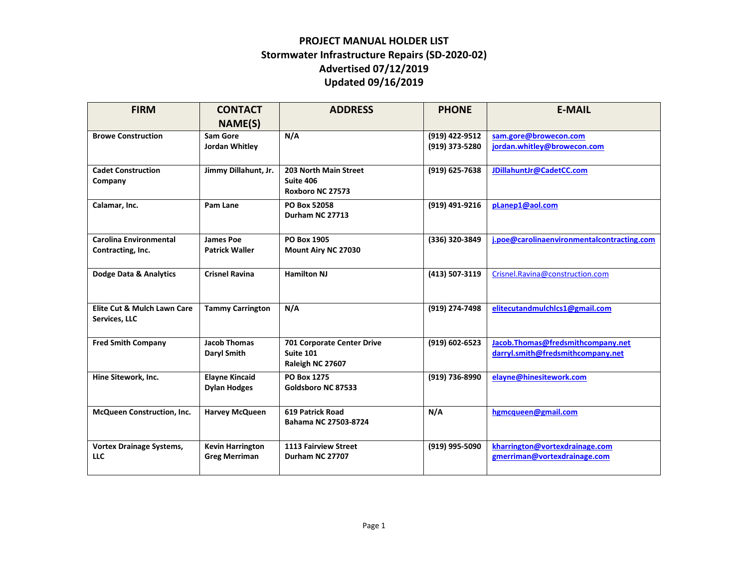# PROJECT MANUAL HOLDER LIST
## Stormwater Infrastructure Repairs (SD-2020-02)
## Advertised 07/12/2019
## Updated 09/16/2019

| FIRM | CONTACT NAME(S) | ADDRESS | PHONE | E-MAIL |
|---|---|---|---|---|
| **Browe Construction** | **Sam Gore**<br>**Jordan Whitley** | **N/A** | **(919) 422-9512**<br>**(919) 373-5280** | **sam.gore@browecon.com**<br>**jordan.whitley@browecon.com** |
| **Cadet Construction Company** | **Jimmy Dillahunt, Jr.** | **203 North Main Street**<br>**Suite 406**<br>**Roxboro NC 27573** | **(919) 625-7638** | **JDillahuntJr@CadetCC.com** |
| **Calamar, Inc.** | **Pam Lane** | **PO Box 52058**<br>**Durham NC 27713** | **(919) 491-9216** | **pLanep1@aol.com** |
| **Carolina Environmental Contracting, Inc.** | **James Poe**<br>**Patrick Waller** | **PO Box 1905**<br>**Mount Airy NC 27030** | **(336) 320-3849** | **j.poe@carolinaenvironmentalcontracting.com** |
| **Dodge Data & Analytics** | **Crisnel Ravina** | **Hamilton NJ** | **(413) 507-3119** | Crisnel.Ravina@construction.com |
| **Elite Cut & Mulch Lawn Care Services, LLC** | **Tammy Carrington** | **N/A** | **(919) 274-7498** | **elitecutandmulchlcs1@gmail.com** |
| **Fred Smith Company** | **Jacob Thomas**<br>**Daryl Smith** | **701 Corporate Center Drive**<br>**Suite 101**<br>**Raleigh NC 27607** | **(919) 602-6523** | **Jacob.Thomas@fredsmithcompany.net**<br>**darryl.smith@fredsmithcompany.net** |
| **Hine Sitework, Inc.** | **Elayne Kincaid**<br>**Dylan Hodges** | **PO Box 1275**<br>**Goldsboro NC 87533** | **(919) 736-8990** | **elayne@hinesitework.com** |
| **McQueen Construction, Inc.** | **Harvey McQueen** | **619 Patrick Road**<br>**Bahama NC 27503-8724** | **N/A** | **hgmcqueen@gmail.com** |
| **Vortex Drainage Systems, LLC** | **Kevin Harrington**<br>**Greg Merriman** | **1113 Fairview Street**<br>**Durham NC 27707** | **(919) 995-5090** | **kharrington@vortexdrainage.com**<br>**gmerriman@vortexdrainage.com** |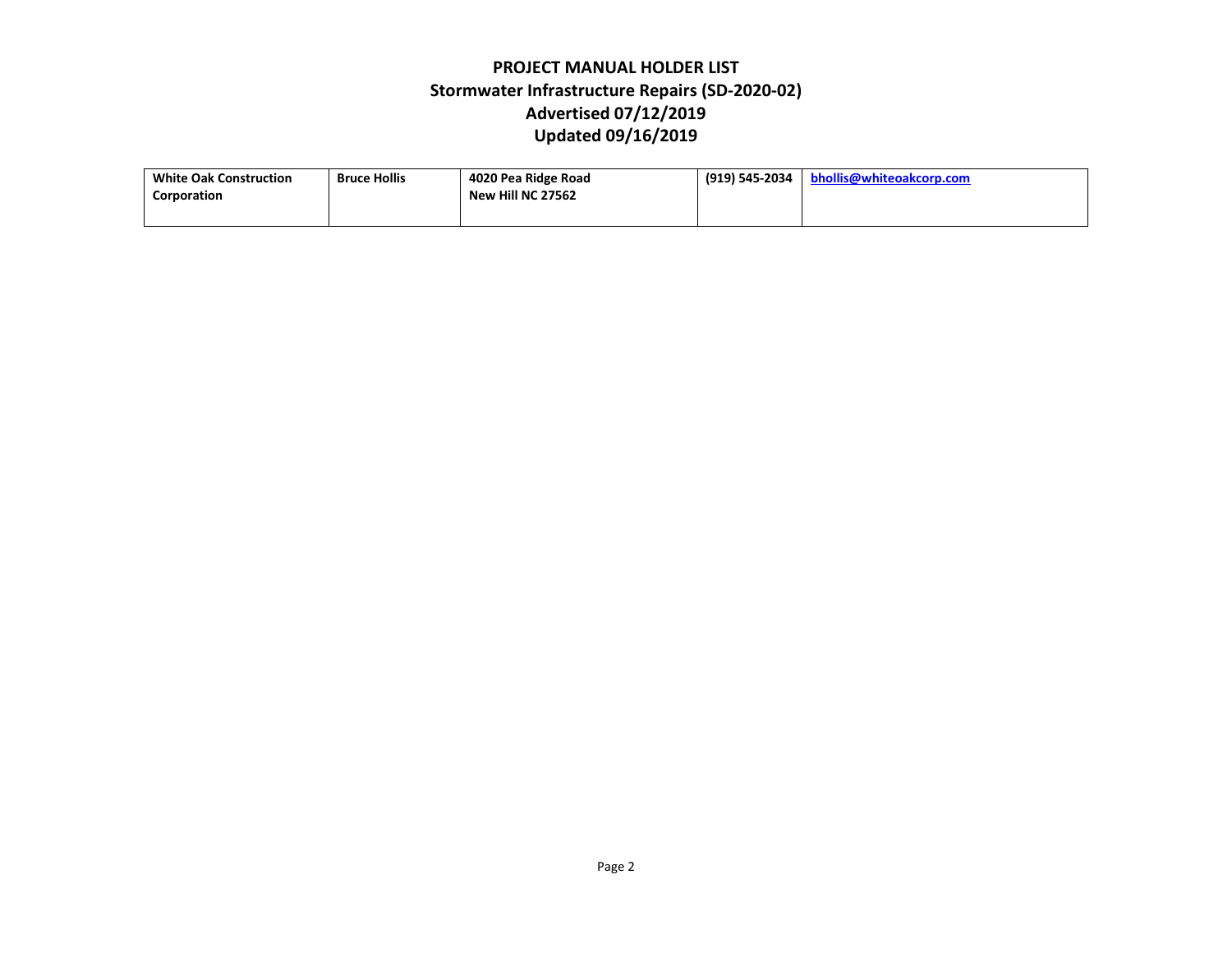# PROJECT MANUAL HOLDER LIST
## Stormwater Infrastructure Repairs (SD-2020-02)
## Advertised 07/12/2019
## Updated 09/16/2019

| | | | | |
|---|---|---|---|---|
| **White Oak Construction Corporation** | **Bruce Hollis** | **4020 Pea Ridge Road New Hill NC 27562** | **(919) 545-2034** | **bhollis@whiteoakcorp.com** |